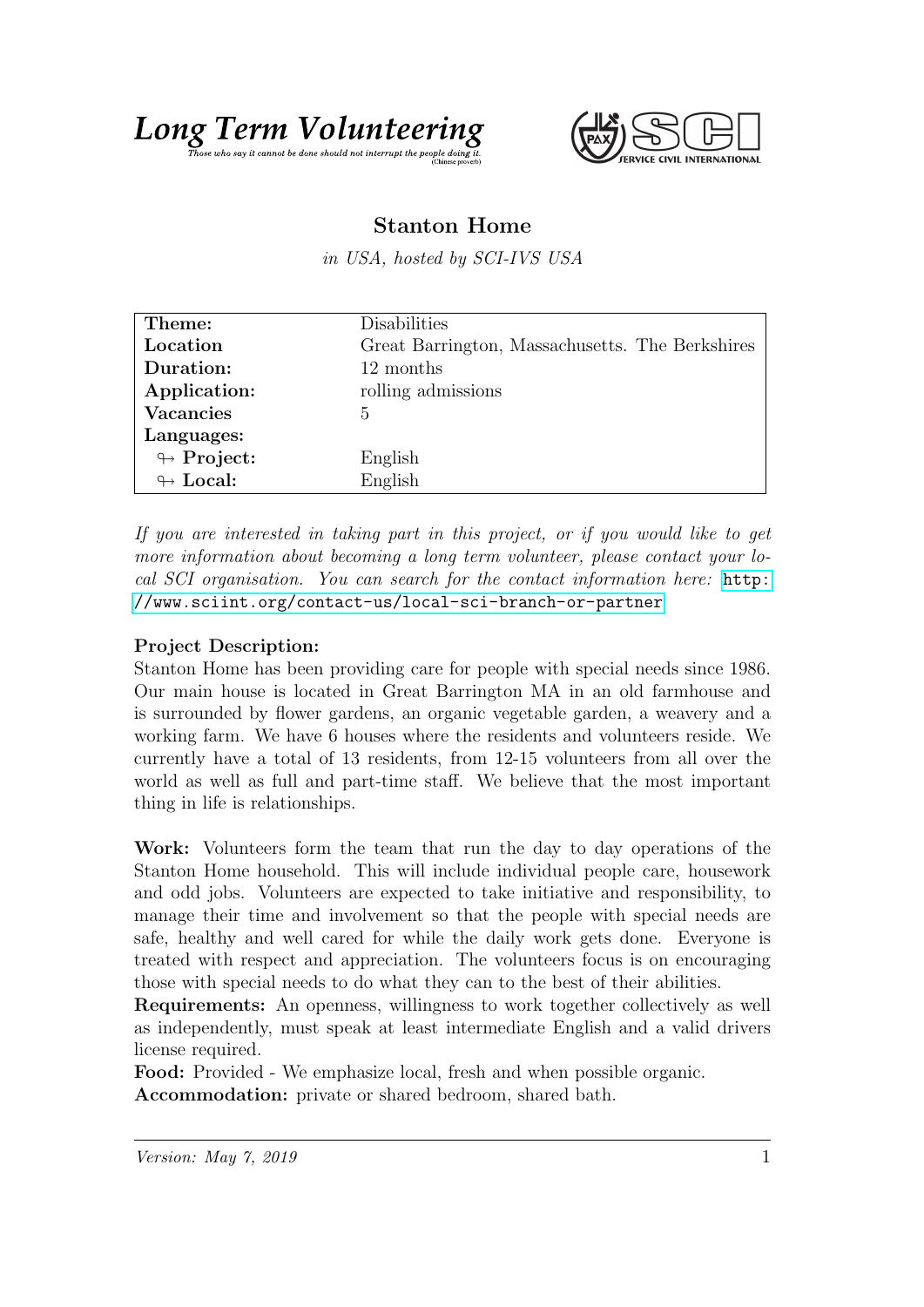**Long Term Volunteering**

*Those who say it cannot be done should not interrupt the people doing it.* (Chinese proverb)

SERVICE CIVIL INTERNATIONAL

# Stanton Home

*in USA, hosted by SCI-IVS USA*

| | |
|---|---|
| **Theme:** | Disabilities |
| **Location** | Great Barrington, Massachusetts. The Berkshires |
| **Duration:** | 12 months |
| **Application:** | rolling admissions |
| **Vacancies** | 5 |
| **Languages:** | |
| ↬ **Project:** | English |
| ↬ **Local:** | English |

*If you are interested in taking part in this project, or if you would like to get more information about becoming a long term volunteer, please contact your local SCI organisation. You can search for the contact information here:* http://www.sciint.org/contact-us/local-sci-branch-or-partner

**Project Description:**
Stanton Home has been providing care for people with special needs since 1986. Our main house is located in Great Barrington MA in an old farmhouse and is surrounded by flower gardens, an organic vegetable garden, a weavery and a working farm. We have 6 houses where the residents and volunteers reside. We currently have a total of 13 residents, from 12-15 volunteers from all over the world as well as full and part-time staff. We believe that the most important thing in life is relationships.

**Work:** Volunteers form the team that run the day to day operations of the Stanton Home household. This will include individual people care, housework and odd jobs. Volunteers are expected to take initiative and responsibility, to manage their time and involvement so that the people with special needs are safe, healthy and well cared for while the daily work gets done. Everyone is treated with respect and appreciation. The volunteers focus is on encouraging those with special needs to do what they can to the best of their abilities.

**Requirements:** An openness, willingness to work together collectively as well as independently, must speak at least intermediate English and a valid drivers license required.

**Food:** Provided - We emphasize local, fresh and when possible organic.

**Accommodation:** private or shared bedroom, shared bath.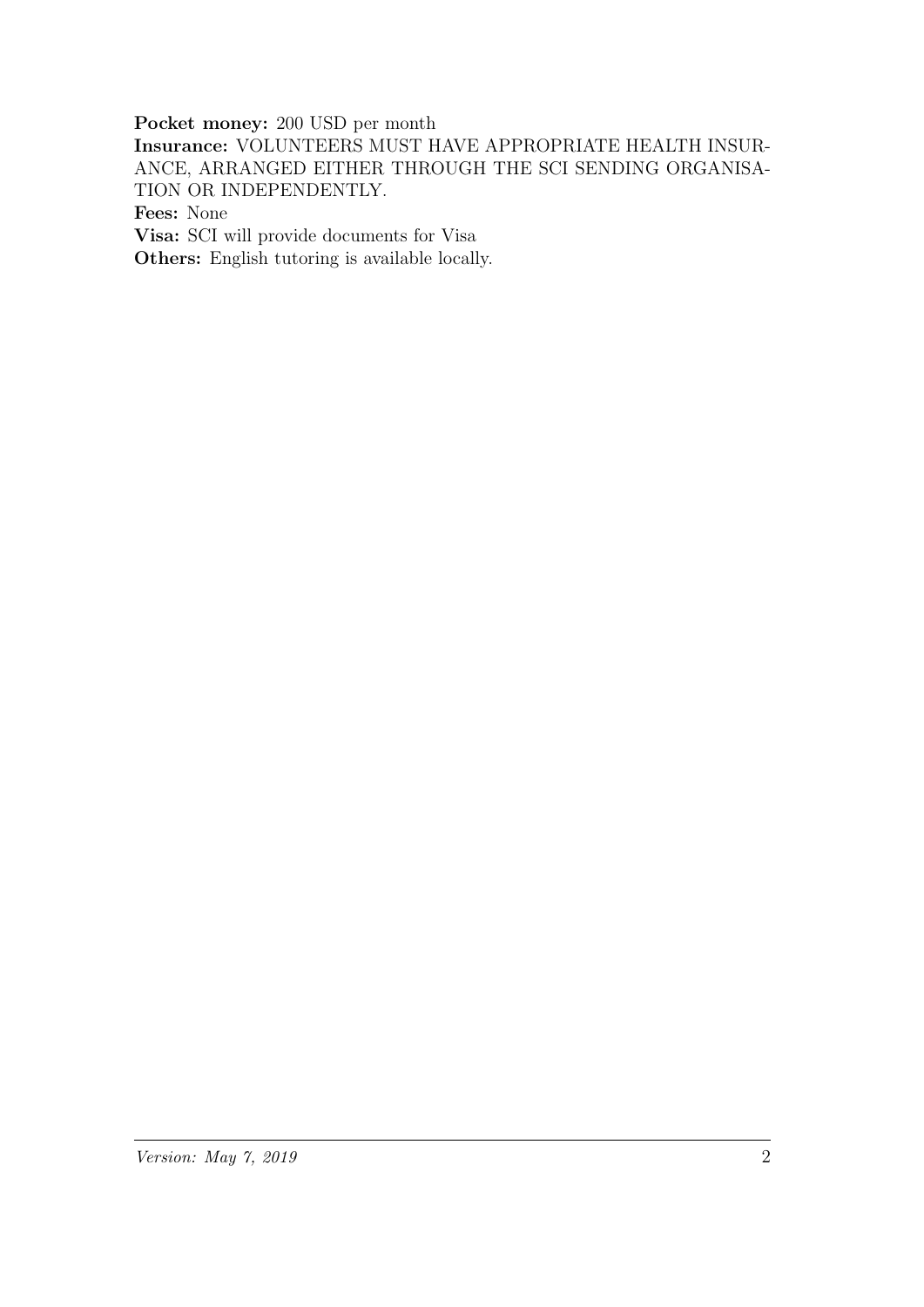**Pocket money:** 200 USD per month
**Insurance:** VOLUNTEERS MUST HAVE APPROPRIATE HEALTH INSURANCE, ARRANGED EITHER THROUGH THE SCI SENDING ORGANISATION OR INDEPENDENTLY.
**Fees:** None
**Visa:** SCI will provide documents for Visa
**Others:** English tutoring is available locally.